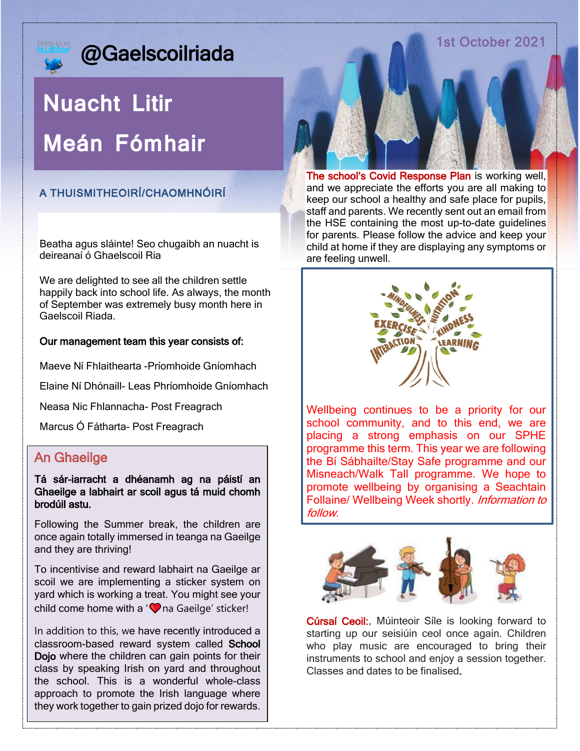@Gaelscoilriada

1st October 2021

# Nuacht Litir

# Meán Fómhair

## A THUISMITHEOIRÍ/CHAOMHNÓIRÍ

Beatha agus sláinte! Seo chugaibh an nuacht is deireanaí ó Ghaelscoil Ria

We are delighted to see all the children settle happily back into school life. As always, the month of September was extremely busy month here in Gaelscoil Riada.

**Our management team this year consists of:**

Maeve Ní Fhlaithearta -Príomhoide Gníomhach

Elaine Ní Dhónaill- Leas Phríomhoide Gníomhach

Neasa Nic Fhlannacha- Post Freagrach

Marcus Ó Fátharta- Post Freagrach

## An Ghaeilge

**Tá sár-iarracht a dhéanamh ag na páistí an Ghaeilge a labhairt ar scoil agus tá muid chomh brodúil astu.**

Following the Summer break, the children are once again totally immersed in teanga na Gaeilge and they are thriving!

To incentivise and reward labhairt na Gaeilge ar scoil we are implementing a sticker system on yard which is working a treat. You might see your child come home with a '❤️ na Gaeilge' sticker!

In addition to this, we have recently introduced a classroom-based reward system called **School Dojo** where the children can gain points for their class by speaking Irish on yard and throughout the school. This is a wonderful whole-class approach to promote the Irish language where they work together to gain prized dojo for rewards.

The school's Covid Response Plan is working well, and we appreciate the efforts you are all making to keep our school a healthy and safe place for pupils, staff and parents. We recently sent out an email from the HSE containing the most up-to-date guidelines for parents. Please follow the advice and keep your child at home if they are displaying any symptoms or are feeling unwell.

Wellbeing continues to be a priority for our school community, and to this end, we are placing a strong emphasis on our SPHE programme this term. This year we are following the Bí Sábhailte/Stay Safe programme and our Misneach/Walk Tall programme. We hope to promote wellbeing by organising a Seachtain Follaine/ Wellbeing Week shortly. *Information to follow.*

Cúrsaí Ceoil:, Múinteoir Síle is looking forward to starting up our seisiúin ceol once again. Children who play music are encouraged to bring their instruments to school and enjoy a session together. Classes and dates to be finalised.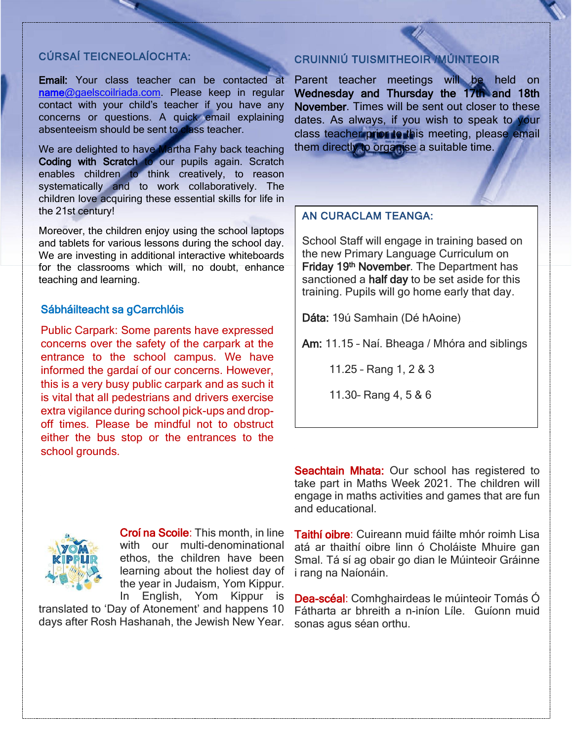## CÚRSAÍ TEICNEOLAÍOCHTA:

**Email:** Your class teacher can be contacted at name@gaelscoilriada.com. Please keep in regular contact with your child's teacher if you have any concerns or questions. A quick email explaining absenteeism should be sent to class teacher.

We are delighted to have Martha Fahy back teaching **Coding with Scratch** to our pupils again. Scratch enables children to think creatively, to reason systematically and to work collaboratively. The children love acquiring these essential skills for life in the 21st century!

Moreover, the children enjoy using the school laptops and tablets for various lessons during the school day. We are investing in additional interactive whiteboards for the classrooms which will, no doubt, enhance teaching and learning.

### Sábháilteacht sa gCarrchlóis

Public Carpark: Some parents have expressed concerns over the safety of the carpark at the entrance to the school campus. We have informed the gardaí of our concerns. However, this is a very busy public carpark and as such it is vital that all pedestrians and drivers exercise extra vigilance during school pick-ups and drop-off times. Please be mindful not to obstruct either the bus stop or the entrances to the school grounds.

**Croí na Scoile**: This month, in line with our multi-denominational ethos, the children have been learning about the holiest day of the year in Judaism, Yom Kippur. In English, Yom Kippur is translated to 'Day of Atonement' and happens 10 days after Rosh Hashanah, the Jewish New Year.

## CRUINNIÚ TUISMITHEOIR /MÚINTEOIR

Parent teacher meetings will be held on **Wednesday and Thursday the 17th and 18th November**. Times will be sent out closer to these dates. As always, if you wish to speak to your class teacher prior to this meeting, please email them directly to organise a suitable time.

## AN CURACLAM TEANGA:

School Staff will engage in training based on the new Primary Language Curriculum on **Friday 19th November**. The Department has sanctioned a **half day** to be set aside for this training. Pupils will go home early that day.

**Dáta:** 19ú Samhain (Dé hAoine)

**Am:** 11.15 – Naí. Bheaga / Mhóra and siblings

11.25 – Rang 1, 2 & 3

11.30- Rang 4, 5 & 6

**Seachtain Mhata:** Our school has registered to take part in Maths Week 2021. The children will engage in maths activities and games that are fun and educational.

**Taithí oibre**: Cuireann muid fáilte mhór roimh Lisa atá ar thaithí oibre linn ó Choláiste Mhuire gan Smal. Tá sí ag obair go dian le Múinteoir Gráinne i rang na Naíonáin.

**Dea-scéal**: Comhghairdeas le múinteoir Tomás Ó Fátharta ar bhreith a n-iníon Líle. Guíonn muid sonas agus séan orthu.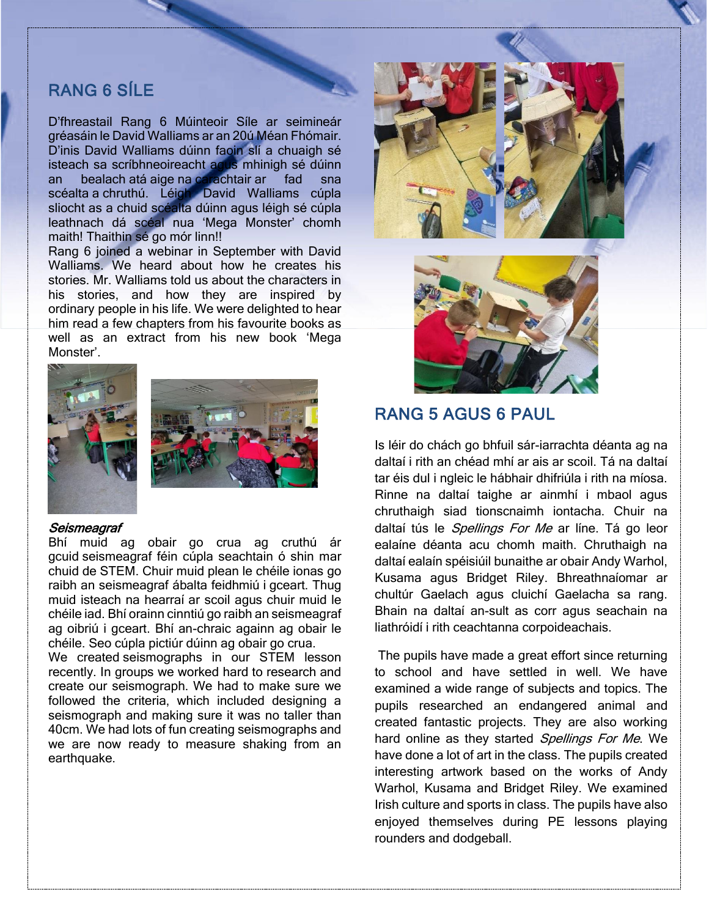## RANG 6 SÍLE

D'fhreastail Rang 6 Múinteoir Síle ar seimineár gréasáin le David Walliams ar an 20ú Méan Fhómair. D'inis David Walliams dúinn faoin slí a chuaigh sé isteach sa scríbhneoireacht agus mhinigh sé dúinn an bealach atá aige na carachtair ar fad sna scéalta a chruthú. Léigh David Walliams cúpla sliocht as a chuid scéalta dúinn agus léigh sé cúpla leathnach dá scéal nua 'Mega Monster' chomh maith! Thaithin sé go mór linn!!

Rang 6 joined a webinar in September with David Walliams. We heard about how he creates his stories. Mr. Walliams told us about the characters in his stories, and how they are inspired by ordinary people in his life. We were delighted to hear him read a few chapters from his favourite books as well as an extract from his new book 'Mega Monster'.

***Seismeagraf***

Bhí muid ag obair go crua ag cruthú ár gcuid seismeagraf féin cúpla seachtain ó shin mar chuid de STEM. Chuir muid plean le chéile ionas go raibh an seismeagraf ábalta feidhmiú i gceart. Thug muid isteach na hearraí ar scoil agus chuir muid le chéile iad. Bhí orainn cinntiú go raibh an seismeagraf ag oibriú i gceart. Bhí an-chraic againn ag obair le chéile. Seo cúpla pictiúr dúinn ag obair go crua.

We created seismographs in our STEM lesson recently. In groups we worked hard to research and create our seismograph. We had to make sure we followed the criteria, which included designing a seismograph and making sure it was no taller than 40cm. We had lots of fun creating seismographs and we are now ready to measure shaking from an earthquake.

## RANG 5 AGUS 6 PAUL

Is léir do chách go bhfuil sár-iarrachta déanta ag na daltaí i rith an chéad mhí ar ais ar scoil. Tá na daltaí tar éis dul i ngleic le hábhair dhifriúla i rith na míosa. Rinne na daltaí taighe ar ainmhí i mbaol agus chruthaigh siad tionscnaimh iontacha. Chuir na daltaí tús le *Spellings For Me* ar líne. Tá go leor ealaíne déanta acu chomh maith. Chruthaigh na daltaí ealaín spéisiúil bunaithe ar obair Andy Warhol, Kusama agus Bridget Riley. Bhreathnaíomar ar chultúr Gaelach agus cluichí Gaelacha sa rang. Bhain na daltaí an-sult as corr agus seachain na liathróidí i rith ceachtanna corpoideachais.

The pupils have made a great effort since returning to school and have settled in well. We have examined a wide range of subjects and topics. The pupils researched an endangered animal and created fantastic projects. They are also working hard online as they started *Spellings For Me*. We have done a lot of art in the class. The pupils created interesting artwork based on the works of Andy Warhol, Kusama and Bridget Riley. We examined Irish culture and sports in class. The pupils have also enjoyed themselves during PE lessons playing rounders and dodgeball.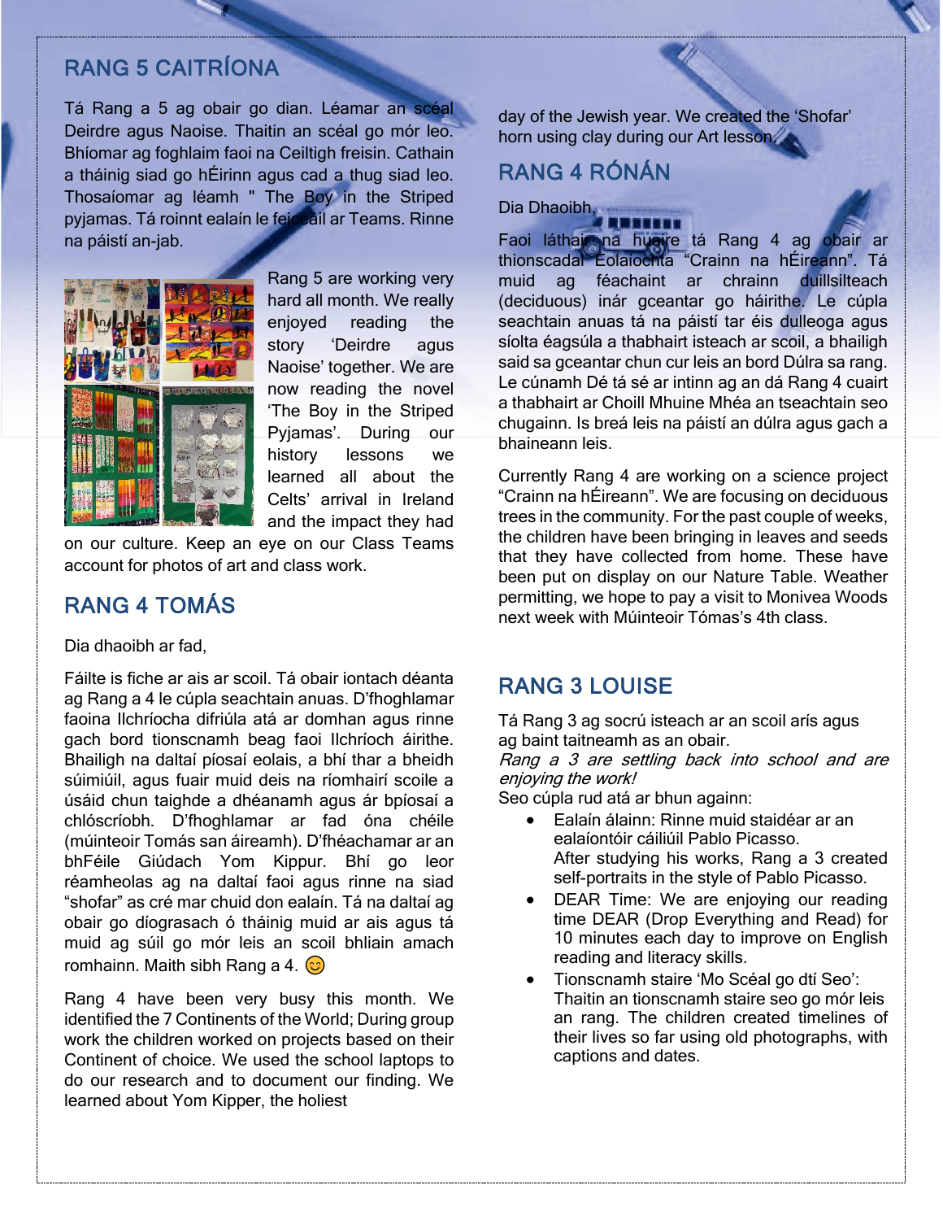## RANG 5 CAITRÍONA

Tá Rang a 5 ag obair go dian. Léamar an scéal Deirdre agus Naoise. Thaitin an scéal go mór leo. Bhíomar ag foghlaim faoi na Ceiltigh freisin. Cathain a tháinig siad go hÉirinn agus cad a thug siad leo. Thosaíomar ag léamh " The Boy in the Striped pyjamas. Tá roinnt ealaín le feiceáil ar Teams. Rinne na páistí an-jab.

Rang 5 are working very hard all month. We really enjoyed reading the story 'Deirdre agus Naoise' together. We are now reading the novel 'The Boy in the Striped Pyjamas'. During our history lessons we learned all about the Celts' arrival in Ireland and the impact they had on our culture. Keep an eye on our Class Teams account for photos of art and class work.

## RANG 4 TOMÁS

Dia dhaoibh ar fad,

Fáilte is fiche ar ais ar scoil. Tá obair iontach déanta ag Rang a 4 le cúpla seachtain anuas. D'fhoghlamar faoina Ilchríocha difriúla atá ar domhan agus rinne gach bord tionscnamh beag faoi Ilchríoch áirithe. Bhailigh na daltaí píosaí eolais, a bhí thar a bheidh súimiúil, agus fuair muid deis na ríomhairí scoile a úsáid chun taighde a dhéanamh agus ár bpíosaí a chlóscríobh. D'fhoghlamar ar fad óna chéile (múinteoir Tomás san áireamh). D'fhéachamar ar an bhFéile Giúdach Yom Kippur. Bhí go leor réamheolas ag na daltaí faoi agus rinne na siad "shofar" as cré mar chuid don ealaín. Tá na daltaí ag obair go díograsach ó tháinig muid ar ais agus tá muid ag súil go mór leis an scoil bhliain amach romhainn. Maith sibh Rang a 4. 😊

Rang 4 have been very busy this month. We identified the 7 Continents of the World; During group work the children worked on projects based on their Continent of choice. We used the school laptops to do our research and to document our finding. We learned about Yom Kipper, the holiest day of the Jewish year. We created the 'Shofar' horn using clay during our Art lesson.

## RANG 4 RÓNÁN

Dia Dhaoibh,

Faoi láthair na huaire tá Rang 4 ag obair ar thionscadal Eolaíochta "Crainn na hÉireann". Tá muid ag féachaint ar chrainn duillsilteach (deciduous) inár gceantar go háirithe. Le cúpla seachtain anuas tá na páistí tar éis dulleoga agus síolta éagsúla a thabhairt isteach ar scoil, a bhailigh said sa gceantar chun cur leis an bord Dúlra sa rang. Le cúnamh Dé tá sé ar intinn ag an dá Rang 4 cuairt a thabhairt ar Choill Mhuine Mhéa an tseachtain seo chugainn. Is breá leis na páistí an dúlra agus gach a bhaineann leis.

Currently Rang 4 are working on a science project "Crainn na hÉireann". We are focusing on deciduous trees in the community. For the past couple of weeks, the children have been bringing in leaves and seeds that they have collected from home. These have been put on display on our Nature Table. Weather permitting, we hope to pay a visit to Monivea Woods next week with Múinteoir Tómas's 4th class.

## RANG 3 LOUISE

Tá Rang 3 ag socrú isteach ar an scoil arís agus ag baint taitneamh as an obair.
*Rang a 3 are settling back into school and are enjoying the work!*
Seo cúpla rud atá ar bhun againn:

- Ealaín álainn: Rinne muid staidéar ar an ealaíontóir cáiliúil Pablo Picasso.
  After studying his works, Rang a 3 created self-portraits in the style of Pablo Picasso.
- DEAR Time: We are enjoying our reading time DEAR (Drop Everything and Read) for 10 minutes each day to improve on English reading and literacy skills.
- Tionscnamh staire 'Mo Scéal go dtí Seo': Thaitin an tionscnamh staire seo go mór leis an rang. The children created timelines of their lives so far using old photographs, with captions and dates.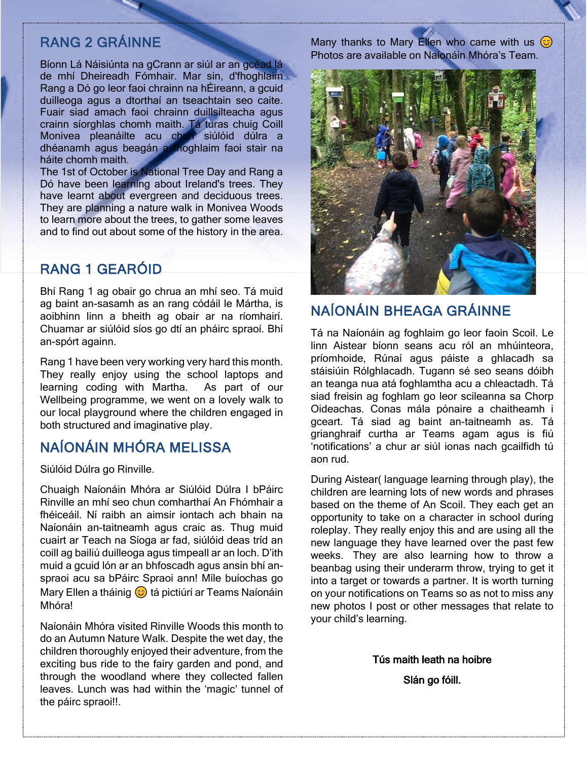## RANG 2 GRÁINNE

Bíonn Lá Náisiúnta na gCrann ar siúl ar an gcéad lá de mhí Dheireadh Fómhair. Mar sin, d'fhoghlaim Rang a Dó go leor faoi chrainn na hÉireann, a gcuid duilleoga agus a dtorthaí an tseachtain seo caite. Fuair siad amach faoi chrainn duillsilteacha agus crainn síorghlas chomh maith. Tá turas chuig Coill Monivea pleanáilte acu chun siúlóid dúlra a dhéanamh agus beagán a fhoghlaim faoi stair na háite chomh maith.

The 1st of October is National Tree Day and Rang a Dó have been learning about Ireland's trees. They have learnt about evergreen and deciduous trees. They are planning a nature walk in Monivea Woods to learn more about the trees, to gather some leaves and to find out about some of the history in the area.

## RANG 1 GEARÓID

Bhí Rang 1 ag obair go chrua an mhí seo. Tá muid ag baint an-sasamh as an rang códáil le Mártha, is aoibhinn linn a bheith ag obair ar na ríomhairí. Chuamar ar siúlóid síos go dtí an pháirc spraoí. Bhí an-spórt againn.

Rang 1 have been very working very hard this month. They really enjoy using the school laptops and learning coding with Martha. As part of our Wellbeing programme, we went on a lovely walk to our local playground where the children engaged in both structured and imaginative play.

## NAÍONÁIN MHÓRA MELISSA

Siúlóid Dúlra go Rinville.

Chuaigh Naíonáin Mhóra ar Siúlóid Dúlra I bPáirc Rinville an mhí seo chun comharthaí An Fhómhair a fhéiceáil. Ní raibh an aimsir iontach ach bhain na Naíonáin an-taitneamh agus craic as. Thug muid cuairt ar Teach na Síoga ar fad, siúlóid deas tríd an coill ag bailiú duilleoga agus timpeall ar an loch. D'ith muid a gcuid lón ar an bhfoscadh agus ansin bhí an-spraoi acu sa bPáirc Spraoi ann! Míle buíochas go Mary Ellen a tháinig 😊 tá pictiúrí ar Teams Naíonáin Mhóra!

Naíonáin Mhóra visited Rinville Woods this month to do an Autumn Nature Walk. Despite the wet day, the children thoroughly enjoyed their adventure, from the exciting bus ride to the fairy garden and pond, and through the woodland where they collected fallen leaves. Lunch was had within the 'magic' tunnel of the páirc spraoi!!.

Many thanks to Mary Ellen who came with us 😊 Photos are available on Naíonáin Mhóra's Team.

## NAÍONÁIN BHEAGA GRÁINNE

Tá na Naíonáin ag foghlaim go leor faoin Scoil. Le linn Aistear bíonn seans acu ról an mhúinteora, príomhoide, Rúnaí agus páiste a ghlacadh sa stáisiúin Rólghlacadh. Tugann sé seo seans dóibh an teanga nua atá foghlamtha acu a chleactadh. Tá siad freisin ag foghlam go leor scileanna sa Chorp Oideachas. Conas mála pónaire a chaitheamh i gceart. Tá siad ag baint an-taitneamh as. Tá grianghraif curtha ar Teams agam agus is fiú 'notifications' a chur ar siúl ionas nach gcailfidh tú aon rud.

During Aistear( language learning through play), the children are learning lots of new words and phrases based on the theme of An Scoil. They each get an opportunity to take on a character in school during roleplay. They really enjoy this and are using all the new language they have learned over the past few weeks. They are also learning how to throw a beanbag using their underarm throw, trying to get it into a target or towards a partner. It is worth turning on your notifications on Teams so as not to miss any new photos I post or other messages that relate to your child's learning.

**Tús maith leath na hoibre**

**Slán go fóill.**